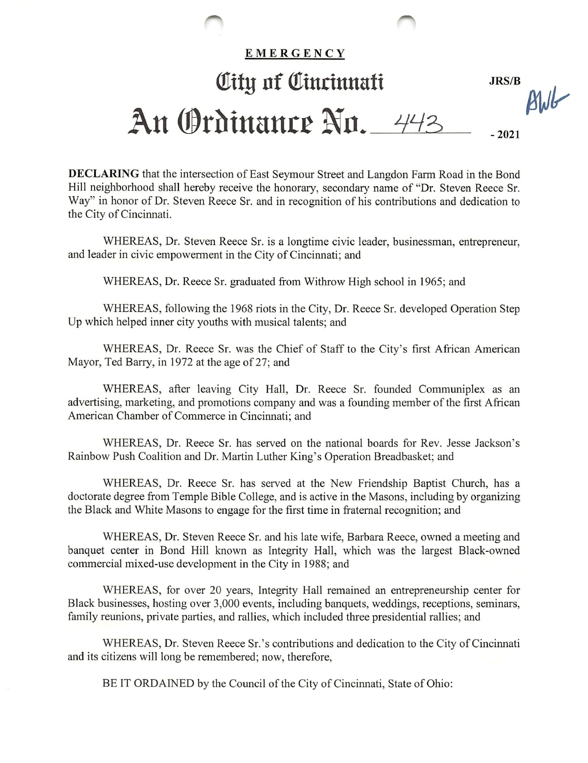**EMERGENCY**

# City of Cincinnati

JRS/B

AWL

# An Ordinance No. 443 - 2021

**DECLARING** that the intersection of East Seymour Street and Langdon Farm Road in the Bond Hill neighborhood shall hereby receive the honorary, secondary name of "Dr. Steven Reece Sr. Way" in honor of Dr. Steven Reece Sr. and in recognition of his contributions and dedication to the City of Cincinnati.

WHEREAS, Dr. Steven Reece Sr. is a longtime civic leader, businessman, entrepreneur, and leader in civic empowerment in the City of Cincinnati; and

WHEREAS, Dr. Reece Sr. graduated from Withrow High school in 1965; and

WHEREAS, following the 1968 riots in the City, Dr. Reece Sr. developed Operation Step Up which helped inner city youths with musical talents; and

WHEREAS, Dr. Reece Sr. was the Chief of Staff to the City's first African American Mayor, Ted Barry, in 1972 at the age of 27; and

WHEREAS, after leaving City Hall, Dr. Reece Sr. founded Communiplex as an advertising, marketing, and promotions company and was a founding member of the first African American Chamber of Commerce in Cincinnati; and

WHEREAS, Dr. Reece Sr. has served on the national boards for Rev. Jesse Jackson's Rainbow Push Coalition and Dr. Martin Luther King's Operation Breadbasket; and

WHEREAS, Dr. Reece Sr. has served at the New Friendship Baptist Church, has a doctorate degree from Temple Bible College, and is active in the Masons, including by organizing the Black and White Masons to engage for the first time in fraternal recognition; and

WHEREAS, Dr. Steven Reece Sr. and his late wife, Barbara Reece, owned a meeting and banquet center in Bond Hill known as Integrity Hall, which was the largest Black-owned commercial mixed-use development in the City in 1988; and

WHEREAS, for over 20 years, Integrity Hall remained an entrepreneurship center for Black businesses, hosting over 3,000 events, including banquets, weddings, receptions, seminars, family reunions, private parties, and rallies, which included three presidential rallies; and

WHEREAS, Dr. Steven Reece Sr.'s contributions and dedication to the City of Cincinnati and its citizens will long be remembered; now, therefore,

BE IT ORDAINED by the Council of the City of Cincinnati, State of Ohio: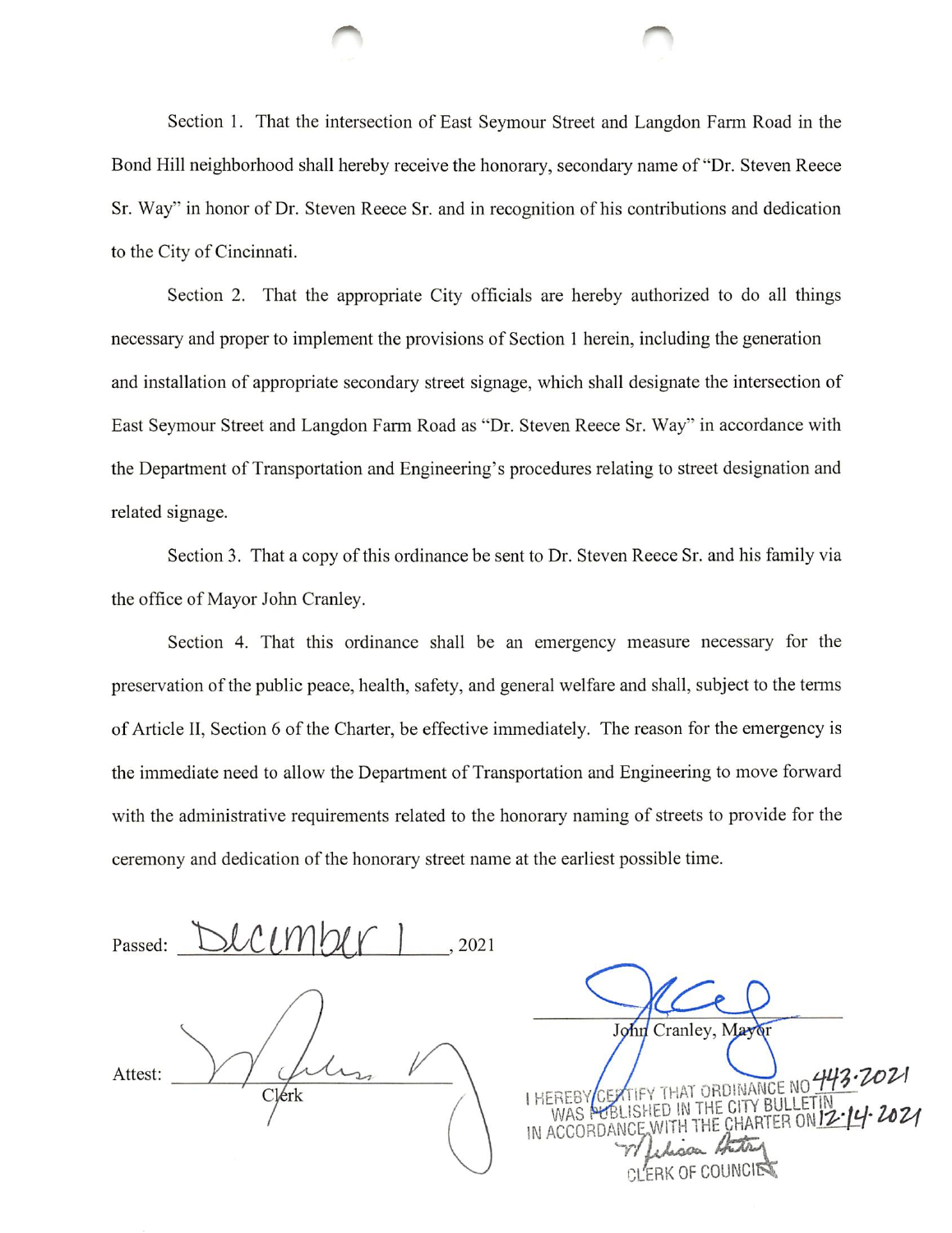Section 1. That the intersection of East Seymour Street and Langdon Farm Road in the Bond Hill neighborhood shall hereby receive the honorary, secondary name of "Dr. Steven Reece Sr. Way" in honor of Dr. Steven Reece Sr. and in recognition of his contributions and dedication to the City of Cincinnati.

Section 2. That the appropriate City officials are hereby authorized to do all things necessary and proper to implement the provisions of Section 1 herein, including the generation and installation of appropriate secondary street signage, which shall designate the intersection of East Seymour Street and Langdon Farm Road as "Dr. Steven Reece Sr. Way" in accordance with the Department of Transportation and Engineering's procedures relating to street designation and related signage.

Section 3. That a copy of this ordinance be sent to Dr. Steven Reece Sr. and his family via the office of Mayor John Cranley.

Section 4. That this ordinance shall be an emergency measure necessary for the preservation of the public peace, health, safety, and general welfare and shall, subject to the terms of Article II, Section 6 of the Charter, be effective immediately. The reason for the emergency is the immediate need to allow the Department of Transportation and Engineering to move forward with the administrative requirements related to the honorary naming of streets to provide for the ceremony and dedication of the honorary street name at the earliest possible time.

Passed: December 1, 2021

John Cranley, Mayor

Attest: Clerk

I HEREBY CERTIFY THAT ORDINANCE NO 443-2021 WAS PUBLISHED IN THE CITY BULLETIN IN ACCORDANCE WITH THE CHARTER ON 12-14-2021

CLERK OF COUNCIL